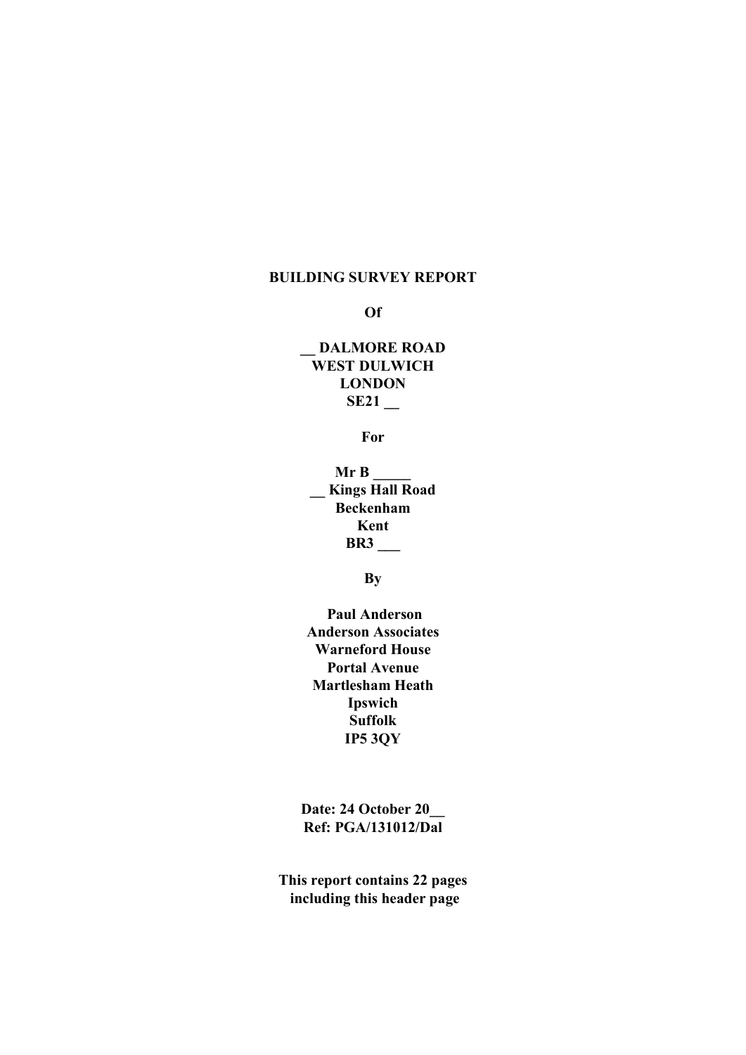**BUILDING SURVEY REPORT**

**Of**

**__ DALMORE ROAD**
**WEST DULWICH**
**LONDON**
**SE21 __**

**For**

**Mr B _____**
**__ Kings Hall Road**
**Beckenham**
**Kent**
**BR3 ___**

**By**

**Paul Anderson**
**Anderson Associates**
**Warneford House**
**Portal Avenue**
**Martlesham Heath**
**Ipswich**
**Suffolk**
**IP5 3QY**

**Date: 24 October 20__**
**Ref: PGA/131012/Dal**

**This report contains 22 pages including this header page**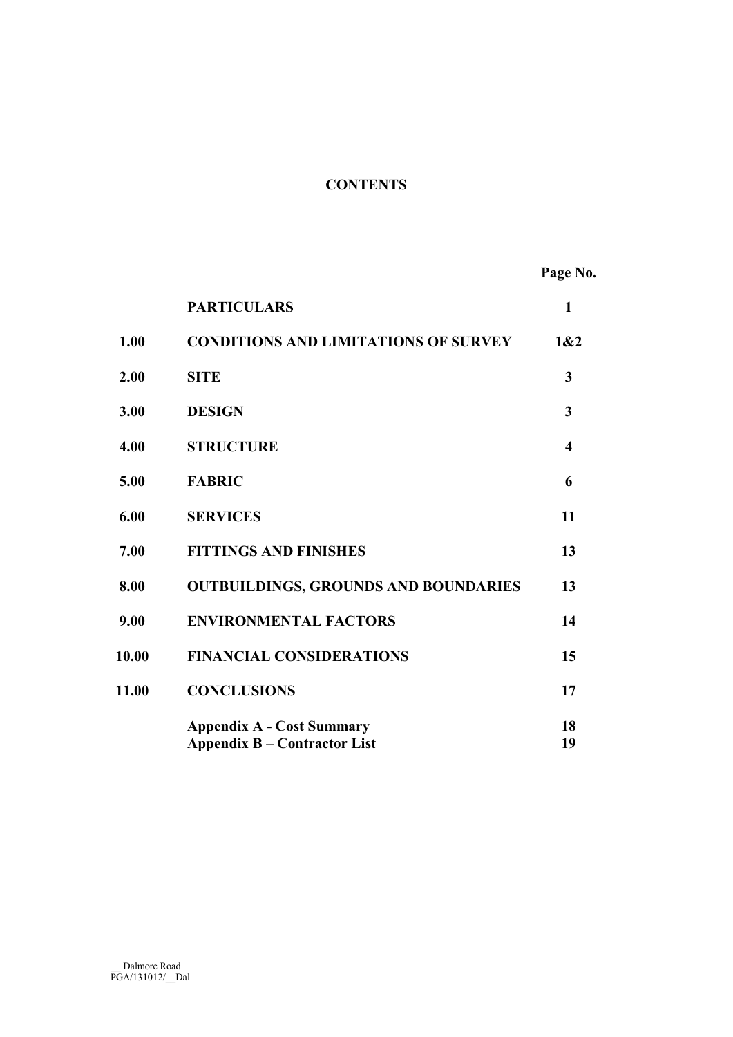# CONTENTS

| | | Page No. |
|---|---|---|
| | **PARTICULARS** | **1** |
| **1.00** | **CONDITIONS AND LIMITATIONS OF SURVEY** | **1&2** |
| **2.00** | **SITE** | **3** |
| **3.00** | **DESIGN** | **3** |
| **4.00** | **STRUCTURE** | **4** |
| **5.00** | **FABRIC** | **6** |
| **6.00** | **SERVICES** | **11** |
| **7.00** | **FITTINGS AND FINISHES** | **13** |
| **8.00** | **OUTBUILDINGS, GROUNDS AND BOUNDARIES** | **13** |
| **9.00** | **ENVIRONMENTAL FACTORS** | **14** |
| **10.00** | **FINANCIAL CONSIDERATIONS** | **15** |
| **11.00** | **CONCLUSIONS** | **17** |
| | **Appendix A - Cost Summary** | **18** |
| | **Appendix B – Contractor List** | **19** |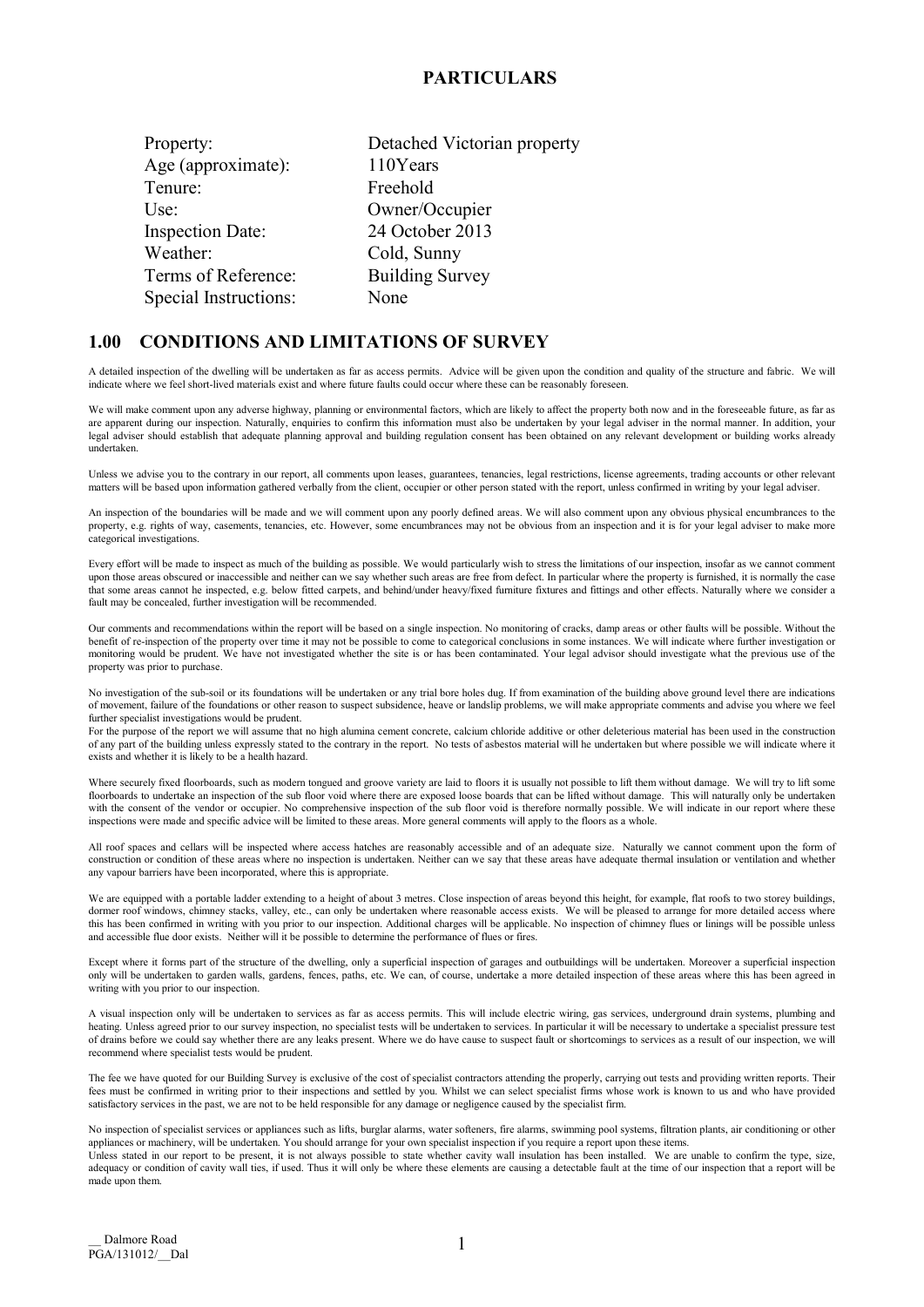## PARTICULARS

| | |
|---|---|
| Property: | Detached Victorian property |
| Age (approximate): | 110Years |
| Tenure: | Freehold |
| Use: | Owner/Occupier |
| Inspection Date: | 24 October 2013 |
| Weather: | Cold, Sunny |
| Terms of Reference: | Building Survey |
| Special Instructions: | None |

## 1.00 CONDITIONS AND LIMITATIONS OF SURVEY

A detailed inspection of the dwelling will be undertaken as far as access permits. Advice will be given upon the condition and quality of the structure and fabric. We will indicate where we feel short-lived materials exist and where future faults could occur where these can be reasonably foreseen.

We will make comment upon any adverse highway, planning or environmental factors, which are likely to affect the property both now and in the foreseeable future, as far as are apparent during our inspection. Naturally, enquiries to confirm this information must also be undertaken by your legal adviser in the normal manner. In addition, your legal adviser should establish that adequate planning approval and building regulation consent has been obtained on any relevant development or building works already undertaken.

Unless we advise you to the contrary in our report, all comments upon leases, guarantees, tenancies, legal restrictions, license agreements, trading accounts or other relevant matters will be based upon information gathered verbally from the client, occupier or other person stated with the report, unless confirmed in writing by your legal adviser.

An inspection of the boundaries will be made and we will comment upon any poorly defined areas. We will also comment upon any obvious physical encumbrances to the property, e.g. rights of way, casements, tenancies, etc. However, some encumbrances may not be obvious from an inspection and it is for your legal adviser to make more categorical investigations.

Every effort will be made to inspect as much of the building as possible. We would particularly wish to stress the limitations of our inspection, insofar as we cannot comment upon those areas obscured or inaccessible and neither can we say whether such areas are free from defect. In particular where the property is furnished, it is normally the case that some areas cannot he inspected, e.g. below fitted carpets, and behind/under heavy/fixed furniture fixtures and fittings and other effects. Naturally where we consider a fault may be concealed, further investigation will be recommended.

Our comments and recommendations within the report will be based on a single inspection. No monitoring of cracks, damp areas or other faults will be possible. Without the benefit of re-inspection of the property over time it may not be possible to come to categorical conclusions in some instances. We will indicate where further investigation or monitoring would be prudent. We have not investigated whether the site is or has been contaminated. Your legal advisor should investigate what the previous use of the property was prior to purchase.

No investigation of the sub-soil or its foundations will be undertaken or any trial bore holes dug. If from examination of the building above ground level there are indications of movement, failure of the foundations or other reason to suspect subsidence, heave or landslip problems, we will make appropriate comments and advise you where we feel further specialist investigations would be prudent.

For the purpose of the report we will assume that no high alumina cement concrete, calcium chloride additive or other deleterious material has been used in the construction of any part of the building unless expressly stated to the contrary in the report. No tests of asbestos material will he undertaken but where possible we will indicate where it exists and whether it is likely to be a health hazard.

Where securely fixed floorboards, such as modern tongued and groove variety are laid to floors it is usually not possible to lift them without damage. We will try to lift some floorboards to undertake an inspection of the sub floor void where there are exposed loose boards that can be lifted without damage. This will naturally only be undertaken with the consent of the vendor or occupier. No comprehensive inspection of the sub floor void is therefore normally possible. We will indicate in our report where these inspections were made and specific advice will be limited to these areas. More general comments will apply to the floors as a whole.

All roof spaces and cellars will be inspected where access hatches are reasonably accessible and of an adequate size. Naturally we cannot comment upon the form of construction or condition of these areas where no inspection is undertaken. Neither can we say that these areas have adequate thermal insulation or ventilation and whether any vapour barriers have been incorporated, where this is appropriate.

We are equipped with a portable ladder extending to a height of about 3 metres. Close inspection of areas beyond this height, for example, flat roofs to two storey buildings, dormer roof windows, chimney stacks, valley, etc., can only be undertaken where reasonable access exists. We will be pleased to arrange for more detailed access where this has been confirmed in writing with you prior to our inspection. Additional charges will be applicable. No inspection of chimney flues or linings will be possible unless and accessible flue door exists. Neither will it be possible to determine the performance of flues or fires.

Except where it forms part of the structure of the dwelling, only a superficial inspection of garages and outbuildings will be undertaken. Moreover a superficial inspection only will be undertaken to garden walls, gardens, fences, paths, etc. We can, of course, undertake a more detailed inspection of these areas where this has been agreed in writing with you prior to our inspection.

A visual inspection only will be undertaken to services as far as access permits. This will include electric wiring, gas services, underground drain systems, plumbing and heating. Unless agreed prior to our survey inspection, no specialist tests will be undertaken to services. In particular it will be necessary to undertake a specialist pressure test of drains before we could say whether there are any leaks present. Where we do have cause to suspect fault or shortcomings to services as a result of our inspection, we will recommend where specialist tests would be prudent.

The fee we have quoted for our Building Survey is exclusive of the cost of specialist contractors attending the properly, carrying out tests and providing written reports. Their fees must be confirmed in writing prior to their inspections and settled by you. Whilst we can select specialist firms whose work is known to us and who have provided satisfactory services in the past, we are not to be held responsible for any damage or negligence caused by the specialist firm.

No inspection of specialist services or appliances such as lifts, burglar alarms, water softeners, fire alarms, swimming pool systems, filtration plants, air conditioning or other appliances or machinery, will be undertaken. You should arrange for your own specialist inspection if you require a report upon these items.

Unless stated in our report to be present, it is not always possible to state whether cavity wall insulation has been installed. We are unable to confirm the type, size, adequacy or condition of cavity wall ties, if used. Thus it will only be where these elements are causing a detectable fault at the time of our inspection that a report will be made upon them.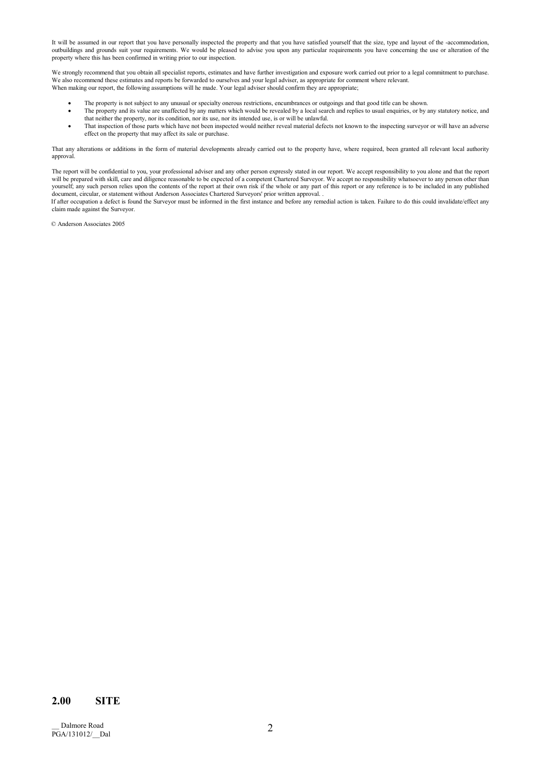It will be assumed in our report that you have personally inspected the property and that you have satisfied yourself that the size, type and layout of the -accommodation, outbuildings and grounds suit your requirements. We would be pleased to advise you upon any particular requirements you have concerning the use or alteration of the property where this has been confirmed in writing prior to our inspection.

We strongly recommend that you obtain all specialist reports, estimates and have further investigation and exposure work carried out prior to a legal commitment to purchase. We also recommend these estimates and reports be forwarded to ourselves and your legal adviser, as appropriate for comment where relevant.
When making our report, the following assumptions will he made. Your legal adviser should confirm they are appropriate;

- The property is not subject to any unusual or specialty onerous restrictions, encumbrances or outgoings and that good title can be shown.
- The property and its value are unaffected by any matters which would be revealed by a local search and replies to usual enquiries, or by any statutory notice, and that neither the property, nor its condition, nor its use, nor its intended use, is or will be unlawful.
- That inspection of those parts which have not been inspected would neither reveal material defects not known to the inspecting surveyor or will have an adverse effect on the property that may affect its sale or purchase.

That any alterations or additions in the form of material developments already carried out to the property have, where required, been granted all relevant local authority approval.

The report will be confidential to you, your professional adviser and any other person expressly stated in our report. We accept responsibility to you alone and that the report will be prepared with skill, care and diligence reasonable to be expected of a competent Chartered Surveyor. We accept no responsibility whatsoever to any person other than yourself; any such person relies upon the contents of the report at their own risk if the whole or any part of this report or any reference is to be included in any published document, circular, or statement without Anderson Associates Chartered Surveyors' prior written approval. .
If after occupation a defect is found the Surveyor must be informed in the first instance and before any remedial action is taken. Failure to do this could invalidate/effect any claim made against the Surveyor.

© Anderson Associates 2005

## 2.00 SITE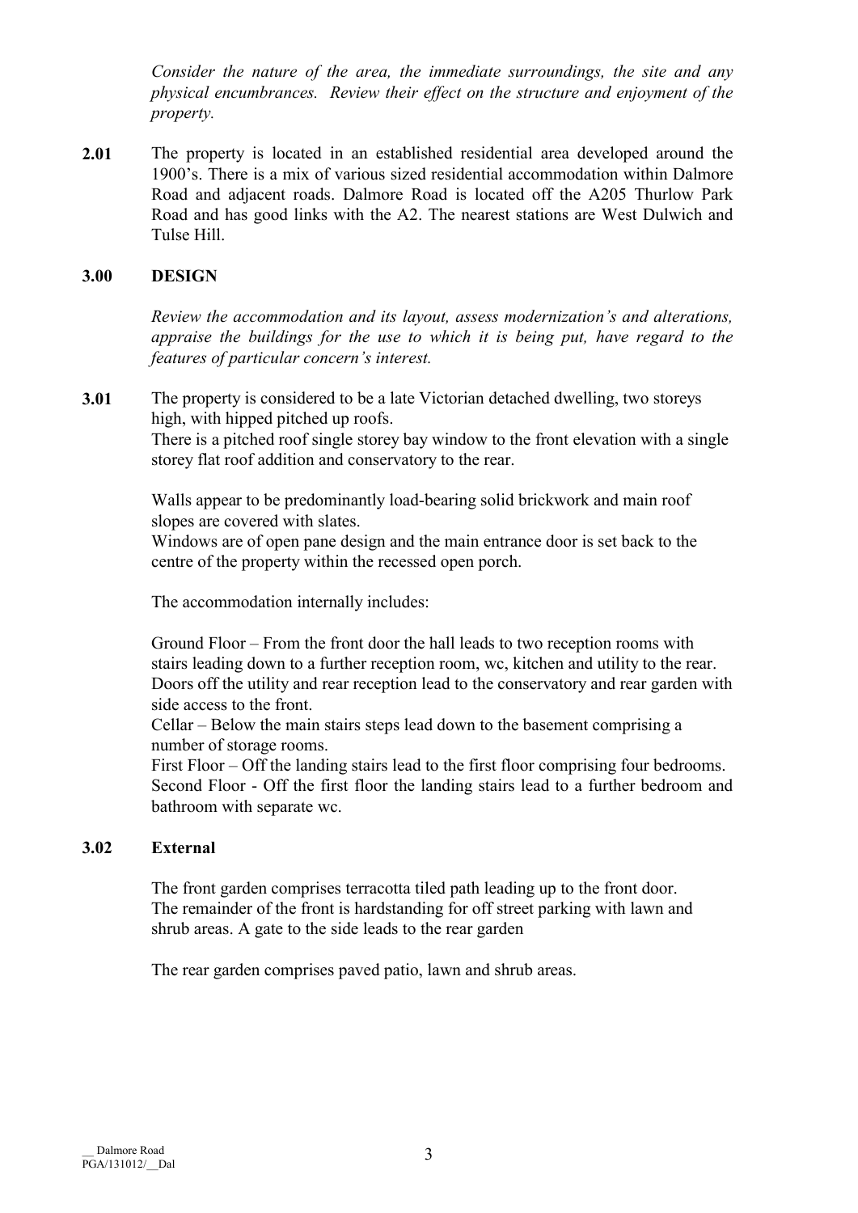*Consider the nature of the area, the immediate surroundings, the site and any physical encumbrances. Review their effect on the structure and enjoyment of the property.*

**2.01** The property is located in an established residential area developed around the 1900's. There is a mix of various sized residential accommodation within Dalmore Road and adjacent roads. Dalmore Road is located off the A205 Thurlow Park Road and has good links with the A2. The nearest stations are West Dulwich and Tulse Hill.

## 3.00 DESIGN

*Review the accommodation and its layout, assess modernization's and alterations, appraise the buildings for the use to which it is being put, have regard to the features of particular concern's interest.*

**3.01** The property is considered to be a late Victorian detached dwelling, two storeys high, with hipped pitched up roofs.
There is a pitched roof single storey bay window to the front elevation with a single storey flat roof addition and conservatory to the rear.

Walls appear to be predominantly load-bearing solid brickwork and main roof slopes are covered with slates.
Windows are of open pane design and the main entrance door is set back to the centre of the property within the recessed open porch.

The accommodation internally includes:

Ground Floor – From the front door the hall leads to two reception rooms with stairs leading down to a further reception room, wc, kitchen and utility to the rear. Doors off the utility and rear reception lead to the conservatory and rear garden with side access to the front.
Cellar – Below the main stairs steps lead down to the basement comprising a number of storage rooms.
First Floor – Off the landing stairs lead to the first floor comprising four bedrooms.
Second Floor - Off the first floor the landing stairs lead to a further bedroom and bathroom with separate wc.

### 3.02 External

The front garden comprises terracotta tiled path leading up to the front door.
The remainder of the front is hardstanding for off street parking with lawn and shrub areas. A gate to the side leads to the rear garden

The rear garden comprises paved patio, lawn and shrub areas.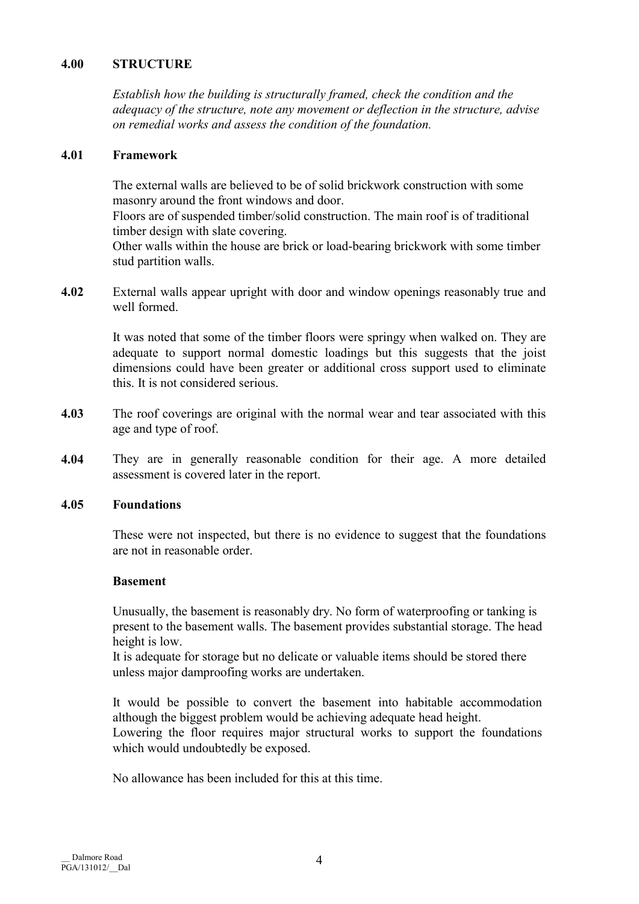## 4.00 STRUCTURE

*Establish how the building is structurally framed, check the condition and the adequacy of the structure, note any movement or deflection in the structure, advise on remedial works and assess the condition of the foundation.*

### 4.01 Framework

The external walls are believed to be of solid brickwork construction with some masonry around the front windows and door.
Floors are of suspended timber/solid construction. The main roof is of traditional timber design with slate covering.
Other walls within the house are brick or load-bearing brickwork with some timber stud partition walls.

**4.02** External walls appear upright with door and window openings reasonably true and well formed.

It was noted that some of the timber floors were springy when walked on. They are adequate to support normal domestic loadings but this suggests that the joist dimensions could have been greater or additional cross support used to eliminate this. It is not considered serious.

**4.03** The roof coverings are original with the normal wear and tear associated with this age and type of roof.

**4.04** They are in generally reasonable condition for their age. A more detailed assessment is covered later in the report.

### 4.05 Foundations

These were not inspected, but there is no evidence to suggest that the foundations are not in reasonable order.

**Basement**

Unusually, the basement is reasonably dry. No form of waterproofing or tanking is present to the basement walls. The basement provides substantial storage. The head height is low.
It is adequate for storage but no delicate or valuable items should be stored there unless major damproofing works are undertaken.

It would be possible to convert the basement into habitable accommodation although the biggest problem would be achieving adequate head height.
Lowering the floor requires major structural works to support the foundations which would undoubtedly be exposed.

No allowance has been included for this at this time.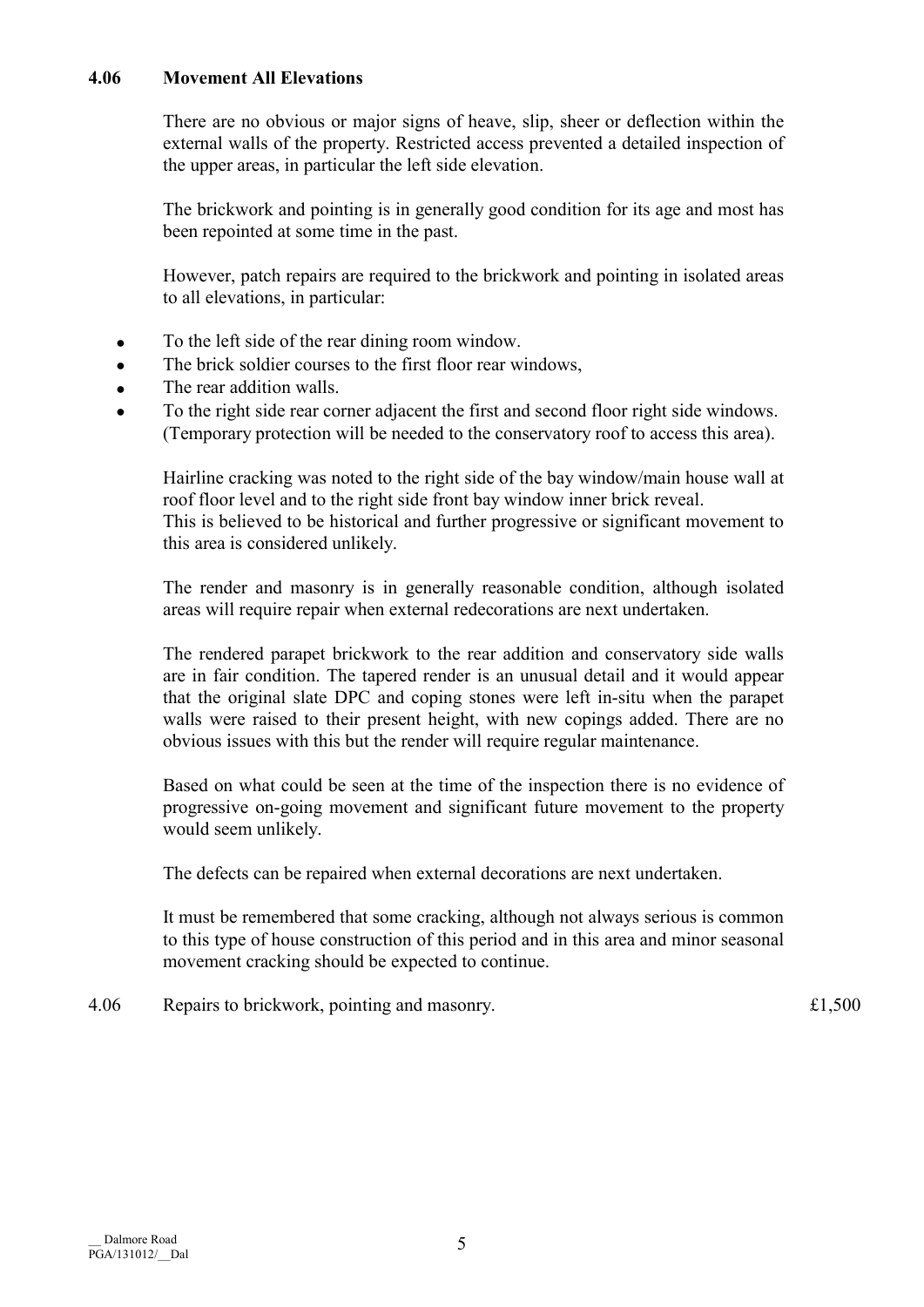### 4.06 Movement All Elevations

There are no obvious or major signs of heave, slip, sheer or deflection within the external walls of the property. Restricted access prevented a detailed inspection of the upper areas, in particular the left side elevation.

The brickwork and pointing is in generally good condition for its age and most has been repointed at some time in the past.

However, patch repairs are required to the brickwork and pointing in isolated areas to all elevations, in particular:

- To the left side of the rear dining room window.
- The brick soldier courses to the first floor rear windows,
- The rear addition walls.
- To the right side rear corner adjacent the first and second floor right side windows. (Temporary protection will be needed to the conservatory roof to access this area).

Hairline cracking was noted to the right side of the bay window/main house wall at roof floor level and to the right side front bay window inner brick reveal.
This is believed to be historical and further progressive or significant movement to this area is considered unlikely.

The render and masonry is in generally reasonable condition, although isolated areas will require repair when external redecorations are next undertaken.

The rendered parapet brickwork to the rear addition and conservatory side walls are in fair condition. The tapered render is an unusual detail and it would appear that the original slate DPC and coping stones were left in-situ when the parapet walls were raised to their present height, with new copings added. There are no obvious issues with this but the render will require regular maintenance.

Based on what could be seen at the time of the inspection there is no evidence of progressive on-going movement and significant future movement to the property would seem unlikely.

The defects can be repaired when external decorations are next undertaken.

It must be remembered that some cracking, although not always serious is common to this type of house construction of this period and in this area and minor seasonal movement cracking should be expected to continue.

| | | |
|---|---|---|
| 4.06 | Repairs to brickwork, pointing and masonry. | £1,500 |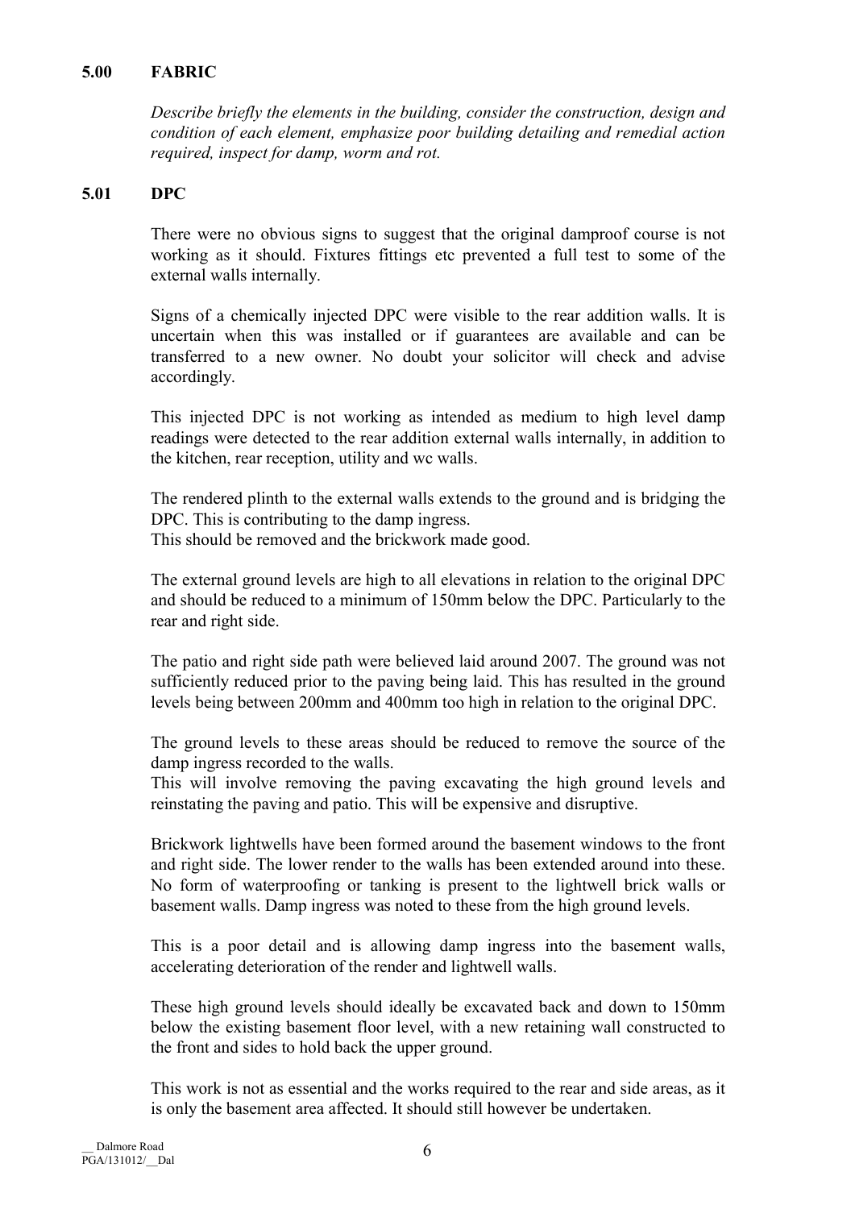## 5.00 FABRIC

*Describe briefly the elements in the building, consider the construction, design and condition of each element, emphasize poor building detailing and remedial action required, inspect for damp, worm and rot.*

### 5.01 DPC

There were no obvious signs to suggest that the original damproof course is not working as it should. Fixtures fittings etc prevented a full test to some of the external walls internally.

Signs of a chemically injected DPC were visible to the rear addition walls. It is uncertain when this was installed or if guarantees are available and can be transferred to a new owner. No doubt your solicitor will check and advise accordingly.

This injected DPC is not working as intended as medium to high level damp readings were detected to the rear addition external walls internally, in addition to the kitchen, rear reception, utility and wc walls.

The rendered plinth to the external walls extends to the ground and is bridging the DPC. This is contributing to the damp ingress.
This should be removed and the brickwork made good.

The external ground levels are high to all elevations in relation to the original DPC and should be reduced to a minimum of 150mm below the DPC. Particularly to the rear and right side.

The patio and right side path were believed laid around 2007. The ground was not sufficiently reduced prior to the paving being laid. This has resulted in the ground levels being between 200mm and 400mm too high in relation to the original DPC.

The ground levels to these areas should be reduced to remove the source of the damp ingress recorded to the walls.
This will involve removing the paving excavating the high ground levels and reinstating the paving and patio. This will be expensive and disruptive.

Brickwork lightwells have been formed around the basement windows to the front and right side. The lower render to the walls has been extended around into these. No form of waterproofing or tanking is present to the lightwell brick walls or basement walls. Damp ingress was noted to these from the high ground levels.

This is a poor detail and is allowing damp ingress into the basement walls, accelerating deterioration of the render and lightwell walls.

These high ground levels should ideally be excavated back and down to 150mm below the existing basement floor level, with a new retaining wall constructed to the front and sides to hold back the upper ground.

This work is not as essential and the works required to the rear and side areas, as it is only the basement area affected. It should still however be undertaken.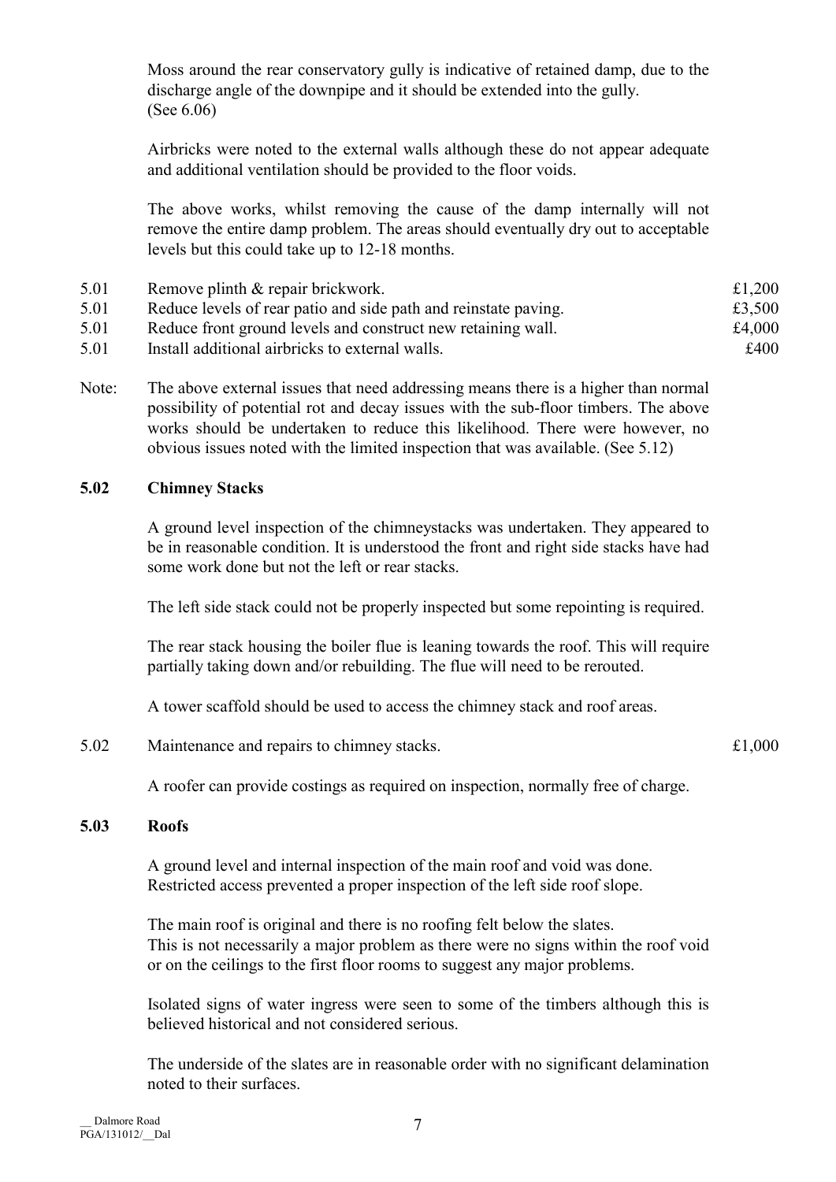Moss around the rear conservatory gully is indicative of retained damp, due to the discharge angle of the downpipe and it should be extended into the gully. (See 6.06)

Airbricks were noted to the external walls although these do not appear adequate and additional ventilation should be provided to the floor voids.

The above works, whilst removing the cause of the damp internally will not remove the entire damp problem. The areas should eventually dry out to acceptable levels but this could take up to 12-18 months.

| | | |
|---|---|---|
| 5.01 | Remove plinth & repair brickwork. | £1,200 |
| 5.01 | Reduce levels of rear patio and side path and reinstate paving. | £3,500 |
| 5.01 | Reduce front ground levels and construct new retaining wall. | £4,000 |
| 5.01 | Install additional airbricks to external walls. | £400 |

Note: The above external issues that need addressing means there is a higher than normal possibility of potential rot and decay issues with the sub-floor timbers. The above works should be undertaken to reduce this likelihood. There were however, no obvious issues noted with the limited inspection that was available. (See 5.12)

## 5.02 Chimney Stacks

A ground level inspection of the chimneystacks was undertaken. They appeared to be in reasonable condition. It is understood the front and right side stacks have had some work done but not the left or rear stacks.

The left side stack could not be properly inspected but some repointing is required.

The rear stack housing the boiler flue is leaning towards the roof. This will require partially taking down and/or rebuilding. The flue will need to be rerouted.

A tower scaffold should be used to access the chimney stack and roof areas.

| | | |
|---|---|---|
| 5.02 | Maintenance and repairs to chimney stacks. | £1,000 |

A roofer can provide costings as required on inspection, normally free of charge.

## 5.03 Roofs

A ground level and internal inspection of the main roof and void was done. Restricted access prevented a proper inspection of the left side roof slope.

The main roof is original and there is no roofing felt below the slates. This is not necessarily a major problem as there were no signs within the roof void or on the ceilings to the first floor rooms to suggest any major problems.

Isolated signs of water ingress were seen to some of the timbers although this is believed historical and not considered serious.

The underside of the slates are in reasonable order with no significant delamination noted to their surfaces.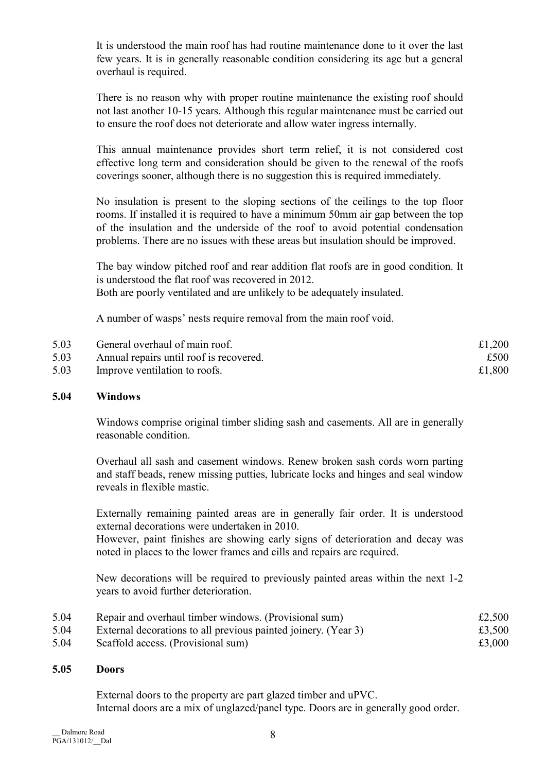It is understood the main roof has had routine maintenance done to it over the last few years. It is in generally reasonable condition considering its age but a general overhaul is required.

There is no reason why with proper routine maintenance the existing roof should not last another 10-15 years. Although this regular maintenance must be carried out to ensure the roof does not deteriorate and allow water ingress internally.

This annual maintenance provides short term relief, it is not considered cost effective long term and consideration should be given to the renewal of the roofs coverings sooner, although there is no suggestion this is required immediately.

No insulation is present to the sloping sections of the ceilings to the top floor rooms. If installed it is required to have a minimum 50mm air gap between the top of the insulation and the underside of the roof to avoid potential condensation problems. There are no issues with these areas but insulation should be improved.

The bay window pitched roof and rear addition flat roofs are in good condition. It is understood the flat roof was recovered in 2012.
Both are poorly ventilated and are unlikely to be adequately insulated.

A number of wasps' nests require removal from the main roof void.

| | | |
|---|---|---|
| 5.03 | General overhaul of main roof. | £1,200 |
| 5.03 | Annual repairs until roof is recovered. | £500 |
| 5.03 | Improve ventilation to roofs. | £1,800 |

## 5.04 Windows

Windows comprise original timber sliding sash and casements. All are in generally reasonable condition.

Overhaul all sash and casement windows. Renew broken sash cords worn parting and staff beads, renew missing putties, lubricate locks and hinges and seal window reveals in flexible mastic.

Externally remaining painted areas are in generally fair order. It is understood external decorations were undertaken in 2010.
However, paint finishes are showing early signs of deterioration and decay was noted in places to the lower frames and cills and repairs are required.

New decorations will be required to previously painted areas within the next 1-2 years to avoid further deterioration.

| | | |
|---|---|---|
| 5.04 | Repair and overhaul timber windows. (Provisional sum) | £2,500 |
| 5.04 | External decorations to all previous painted joinery. (Year 3) | £3,500 |
| 5.04 | Scaffold access. (Provisional sum) | £3,000 |

## 5.05 Doors

External doors to the property are part glazed timber and uPVC.
Internal doors are a mix of unglazed/panel type. Doors are in generally good order.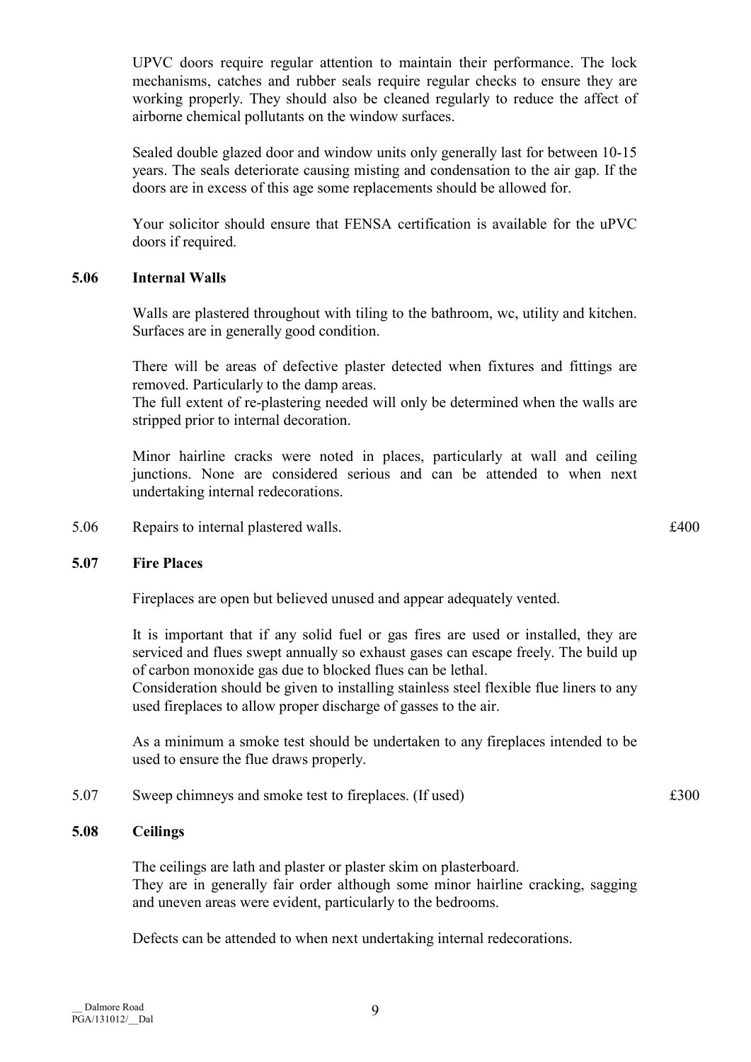UPVC doors require regular attention to maintain their performance. The lock mechanisms, catches and rubber seals require regular checks to ensure they are working properly. They should also be cleaned regularly to reduce the affect of airborne chemical pollutants on the window surfaces.

Sealed double glazed door and window units only generally last for between 10-15 years. The seals deteriorate causing misting and condensation to the air gap. If the doors are in excess of this age some replacements should be allowed for.

Your solicitor should ensure that FENSA certification is available for the uPVC doors if required.

### 5.06 Internal Walls

Walls are plastered throughout with tiling to the bathroom, wc, utility and kitchen. Surfaces are in generally good condition.

There will be areas of defective plaster detected when fixtures and fittings are removed. Particularly to the damp areas.
The full extent of re-plastering needed will only be determined when the walls are stripped prior to internal decoration.

Minor hairline cracks were noted in places, particularly at wall and ceiling junctions. None are considered serious and can be attended to when next undertaking internal redecorations.

| | | |
|---|---|---|
| 5.06 | Repairs to internal plastered walls. | £400 |

### 5.07 Fire Places

Fireplaces are open but believed unused and appear adequately vented.

It is important that if any solid fuel or gas fires are used or installed, they are serviced and flues swept annually so exhaust gases can escape freely. The build up of carbon monoxide gas due to blocked flues can be lethal.
Consideration should be given to installing stainless steel flexible flue liners to any used fireplaces to allow proper discharge of gasses to the air.

As a minimum a smoke test should be undertaken to any fireplaces intended to be used to ensure the flue draws properly.

| | | |
|---|---|---|
| 5.07 | Sweep chimneys and smoke test to fireplaces. (If used) | £300 |

### 5.08 Ceilings

The ceilings are lath and plaster or plaster skim on plasterboard.
They are in generally fair order although some minor hairline cracking, sagging and uneven areas were evident, particularly to the bedrooms.

Defects can be attended to when next undertaking internal redecorations.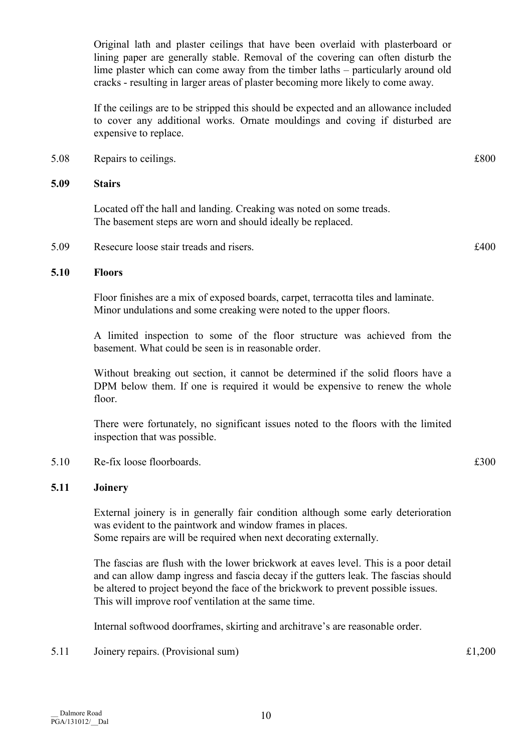Original lath and plaster ceilings that have been overlaid with plasterboard or lining paper are generally stable. Removal of the covering can often disturb the lime plaster which can come away from the timber laths – particularly around old cracks - resulting in larger areas of plaster becoming more likely to come away.

If the ceilings are to be stripped this should be expected and an allowance included to cover any additional works. Ornate mouldings and coving if disturbed are expensive to replace.

| | | |
|---|---|---|
| 5.08 | Repairs to ceilings. | £800 |

### 5.09 Stairs

Located off the hall and landing. Creaking was noted on some treads.
The basement steps are worn and should ideally be replaced.

| | | |
|---|---|---|
| 5.09 | Resecure loose stair treads and risers. | £400 |

### 5.10 Floors

Floor finishes are a mix of exposed boards, carpet, terracotta tiles and laminate. Minor undulations and some creaking were noted to the upper floors.

A limited inspection to some of the floor structure was achieved from the basement. What could be seen is in reasonable order.

Without breaking out section, it cannot be determined if the solid floors have a DPM below them. If one is required it would be expensive to renew the whole floor.

There were fortunately, no significant issues noted to the floors with the limited inspection that was possible.

| | | |
|---|---|---|
| 5.10 | Re-fix loose floorboards. | £300 |

### 5.11 Joinery

External joinery is in generally fair condition although some early deterioration was evident to the paintwork and window frames in places.
Some repairs are will be required when next decorating externally.

The fascias are flush with the lower brickwork at eaves level. This is a poor detail and can allow damp ingress and fascia decay if the gutters leak. The fascias should be altered to project beyond the face of the brickwork to prevent possible issues. This will improve roof ventilation at the same time.

Internal softwood doorframes, skirting and architrave's are reasonable order.

| | | |
|---|---|---|
| 5.11 | Joinery repairs. (Provisional sum) | £1,200 |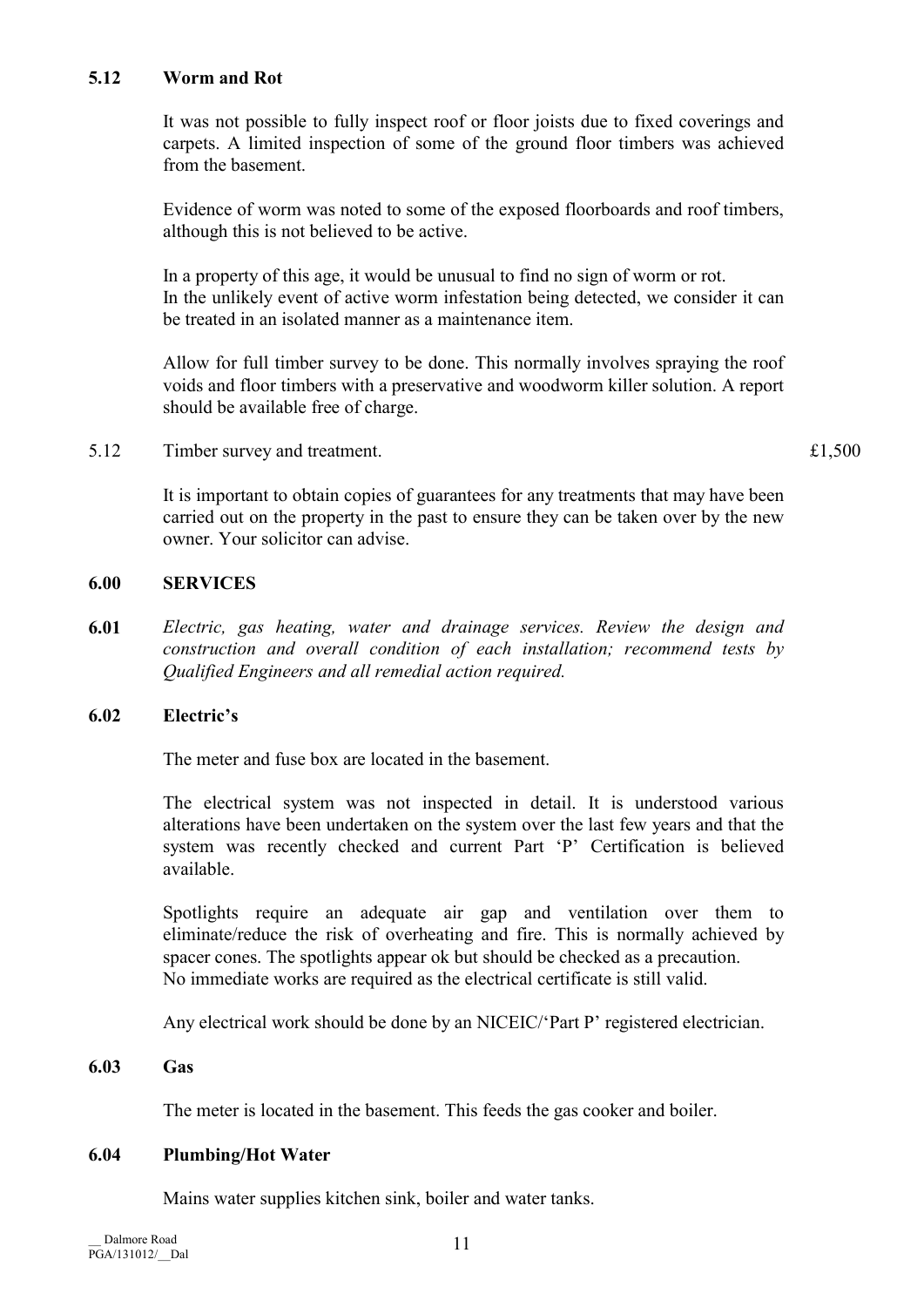### 5.12 Worm and Rot

It was not possible to fully inspect roof or floor joists due to fixed coverings and carpets. A limited inspection of some of the ground floor timbers was achieved from the basement.

Evidence of worm was noted to some of the exposed floorboards and roof timbers, although this is not believed to be active.

In a property of this age, it would be unusual to find no sign of worm or rot.
In the unlikely event of active worm infestation being detected, we consider it can be treated in an isolated manner as a maintenance item.

Allow for full timber survey to be done. This normally involves spraying the roof voids and floor timbers with a preservative and woodworm killer solution. A report should be available free of charge.

| | | |
|---|---|---|
| 5.12 | Timber survey and treatment. | £1,500 |

It is important to obtain copies of guarantees for any treatments that may have been carried out on the property in the past to ensure they can be taken over by the new owner. Your solicitor can advise.

## 6.00 SERVICES

**6.01** *Electric, gas heating, water and drainage services. Review the design and construction and overall condition of each installation; recommend tests by Qualified Engineers and all remedial action required.*

### 6.02 Electric's

The meter and fuse box are located in the basement.

The electrical system was not inspected in detail. It is understood various alterations have been undertaken on the system over the last few years and that the system was recently checked and current Part 'P' Certification is believed available.

Spotlights require an adequate air gap and ventilation over them to eliminate/reduce the risk of overheating and fire. This is normally achieved by spacer cones. The spotlights appear ok but should be checked as a precaution.
No immediate works are required as the electrical certificate is still valid.

Any electrical work should be done by an NICEIC/'Part P' registered electrician.

### 6.03 Gas

The meter is located in the basement. This feeds the gas cooker and boiler.

### 6.04 Plumbing/Hot Water

Mains water supplies kitchen sink, boiler and water tanks.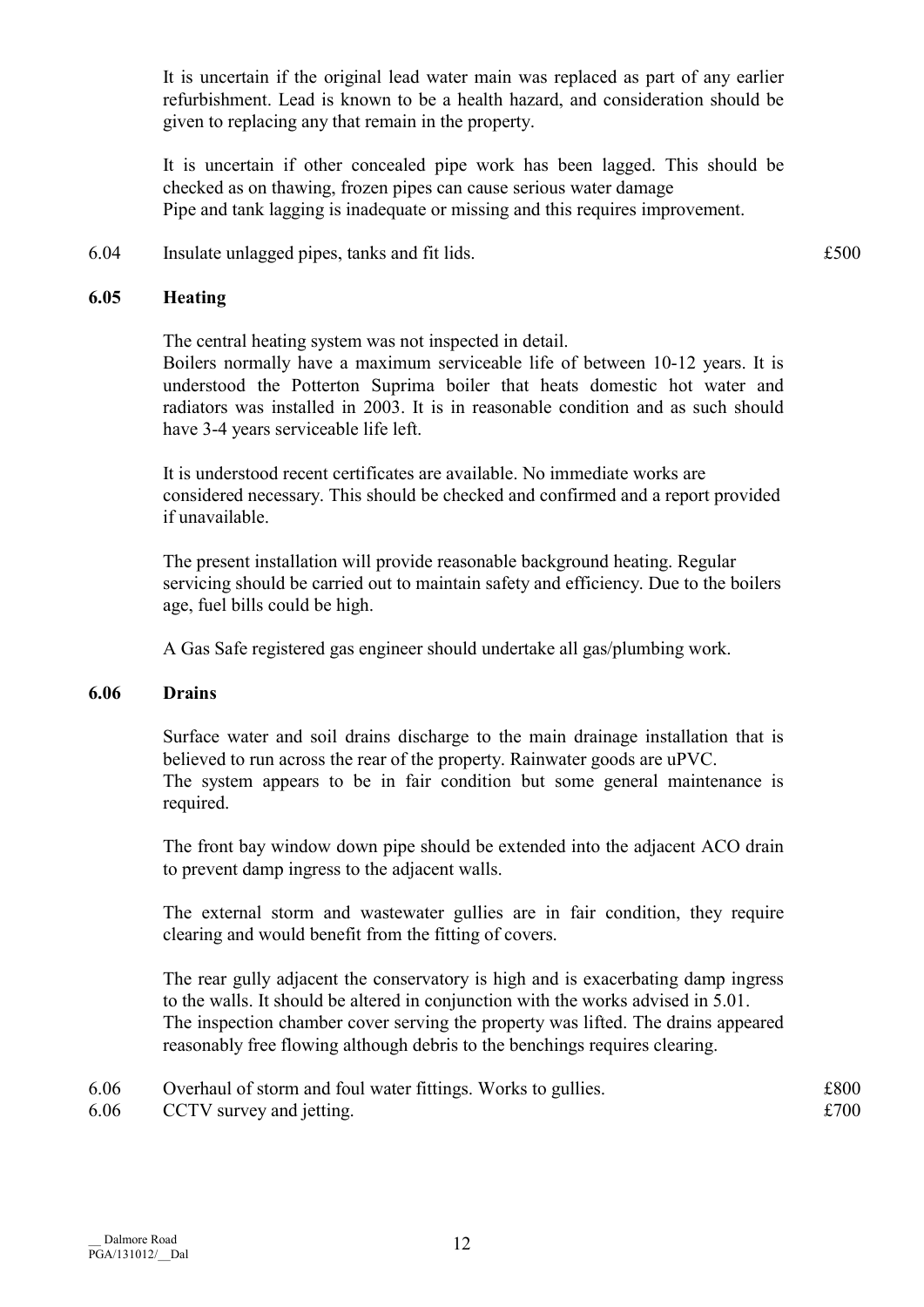It is uncertain if the original lead water main was replaced as part of any earlier refurbishment. Lead is known to be a health hazard, and consideration should be given to replacing any that remain in the property.

It is uncertain if other concealed pipe work has been lagged. This should be checked as on thawing, frozen pipes can cause serious water damage
Pipe and tank lagging is inadequate or missing and this requires improvement.

| | | |
|---|---|---|
| 6.04 | Insulate unlagged pipes, tanks and fit lids. | £500 |

### 6.05 Heating

The central heating system was not inspected in detail.
Boilers normally have a maximum serviceable life of between 10-12 years. It is understood the Potterton Suprima boiler that heats domestic hot water and radiators was installed in 2003. It is in reasonable condition and as such should have 3-4 years serviceable life left.

It is understood recent certificates are available. No immediate works are considered necessary. This should be checked and confirmed and a report provided if unavailable.

The present installation will provide reasonable background heating. Regular servicing should be carried out to maintain safety and efficiency. Due to the boilers age, fuel bills could be high.

A Gas Safe registered gas engineer should undertake all gas/plumbing work.

### 6.06 Drains

Surface water and soil drains discharge to the main drainage installation that is believed to run across the rear of the property. Rainwater goods are uPVC.
The system appears to be in fair condition but some general maintenance is required.

The front bay window down pipe should be extended into the adjacent ACO drain to prevent damp ingress to the adjacent walls.

The external storm and wastewater gullies are in fair condition, they require clearing and would benefit from the fitting of covers.

The rear gully adjacent the conservatory is high and is exacerbating damp ingress to the walls. It should be altered in conjunction with the works advised in 5.01.
The inspection chamber cover serving the property was lifted. The drains appeared reasonably free flowing although debris to the benchings requires clearing.

| | | |
|---|---|---|
| 6.06 | Overhaul of storm and foul water fittings. Works to gullies. | £800 |
| 6.06 | CCTV survey and jetting. | £700 |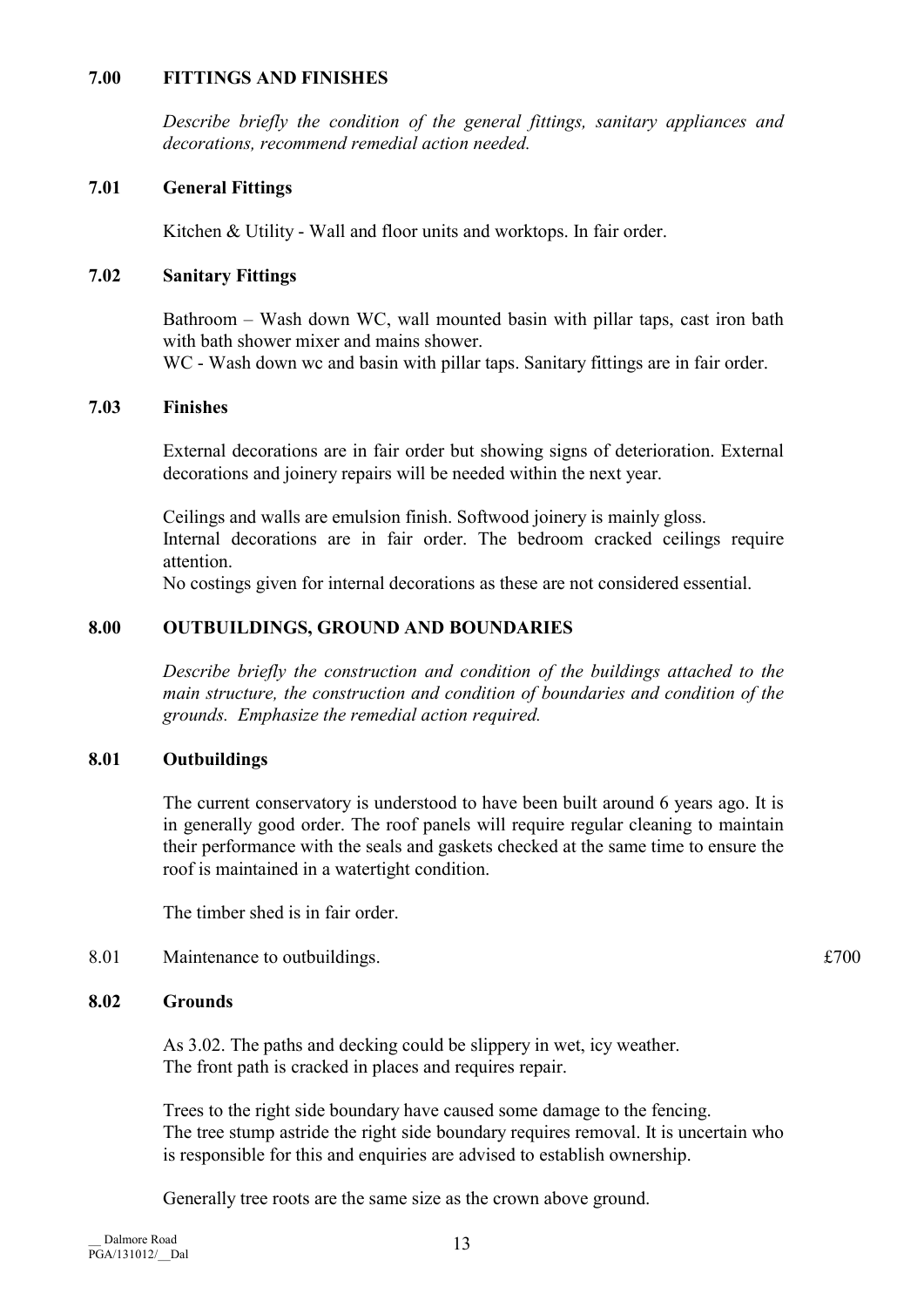## 7.00 FITTINGS AND FINISHES

*Describe briefly the condition of the general fittings, sanitary appliances and decorations, recommend remedial action needed.*

### 7.01 General Fittings

Kitchen & Utility - Wall and floor units and worktops. In fair order.

### 7.02 Sanitary Fittings

Bathroom – Wash down WC, wall mounted basin with pillar taps, cast iron bath with bath shower mixer and mains shower.
WC - Wash down wc and basin with pillar taps. Sanitary fittings are in fair order.

### 7.03 Finishes

External decorations are in fair order but showing signs of deterioration. External decorations and joinery repairs will be needed within the next year.

Ceilings and walls are emulsion finish. Softwood joinery is mainly gloss.
Internal decorations are in fair order. The bedroom cracked ceilings require attention.
No costings given for internal decorations as these are not considered essential.

## 8.00 OUTBUILDINGS, GROUND AND BOUNDARIES

*Describe briefly the construction and condition of the buildings attached to the main structure, the construction and condition of boundaries and condition of the grounds. Emphasize the remedial action required.*

### 8.01 Outbuildings

The current conservatory is understood to have been built around 6 years ago. It is in generally good order. The roof panels will require regular cleaning to maintain their performance with the seals and gaskets checked at the same time to ensure the roof is maintained in a watertight condition.

The timber shed is in fair order.

| 8.01 | Maintenance to outbuildings. | £700 |
|---|---|---|

### 8.02 Grounds

As 3.02. The paths and decking could be slippery in wet, icy weather.
The front path is cracked in places and requires repair.

Trees to the right side boundary have caused some damage to the fencing.
The tree stump astride the right side boundary requires removal. It is uncertain who is responsible for this and enquiries are advised to establish ownership.

Generally tree roots are the same size as the crown above ground.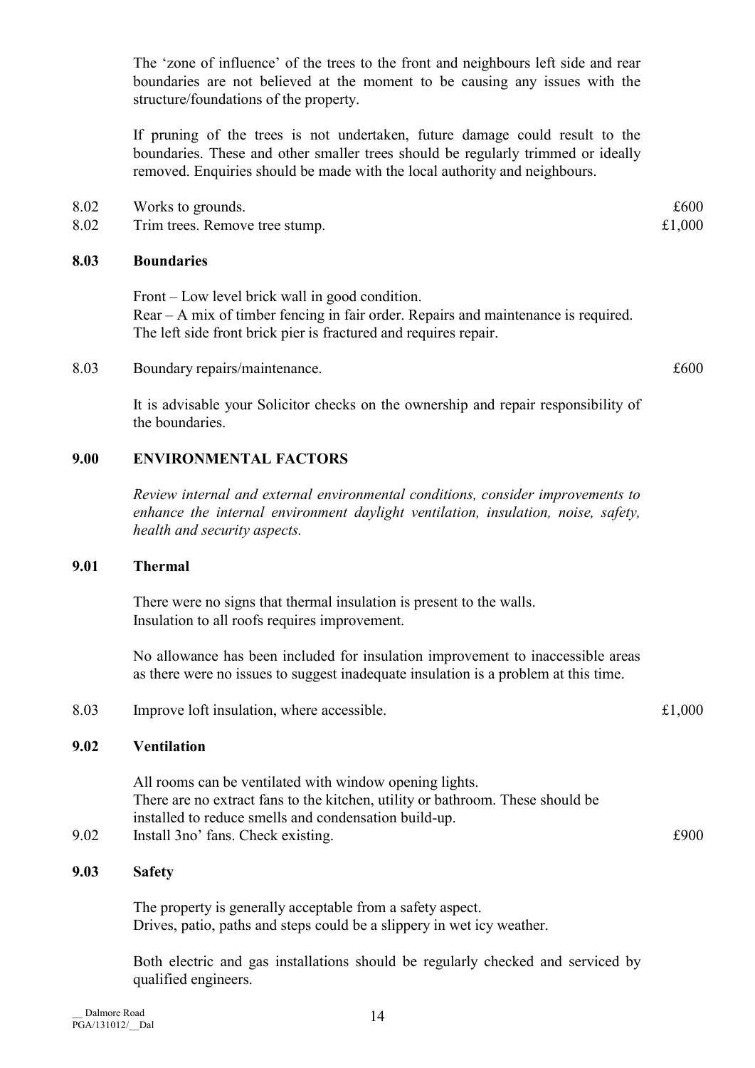The 'zone of influence' of the trees to the front and neighbours left side and rear boundaries are not believed at the moment to be causing any issues with the structure/foundations of the property.

If pruning of the trees is not undertaken, future damage could result to the boundaries. These and other smaller trees should be regularly trimmed or ideally removed. Enquiries should be made with the local authority and neighbours.

| | | |
|---|---|---|
| 8.02 | Works to grounds. | £600 |
| 8.02 | Trim trees. Remove tree stump. | £1,000 |

## 8.03 Boundaries

Front – Low level brick wall in good condition.
Rear – A mix of timber fencing in fair order. Repairs and maintenance is required.
The left side front brick pier is fractured and requires repair.

| | | |
|---|---|---|
| 8.03 | Boundary repairs/maintenance. | £600 |

It is advisable your Solicitor checks on the ownership and repair responsibility of the boundaries.

# 9.00 ENVIRONMENTAL FACTORS

*Review internal and external environmental conditions, consider improvements to enhance the internal environment daylight ventilation, insulation, noise, safety, health and security aspects.*

## 9.01 Thermal

There were no signs that thermal insulation is present to the walls.
Insulation to all roofs requires improvement.

No allowance has been included for insulation improvement to inaccessible areas as there were no issues to suggest inadequate insulation is a problem at this time.

| | | |
|---|---|---|
| 8.03 | Improve loft insulation, where accessible. | £1,000 |

## 9.02 Ventilation

All rooms can be ventilated with window opening lights.
There are no extract fans to the kitchen, utility or bathroom. These should be installed to reduce smells and condensation build-up.

| | | |
|---|---|---|
| 9.02 | Install 3no' fans. Check existing. | £900 |

## 9.03 Safety

The property is generally acceptable from a safety aspect.
Drives, patio, paths and steps could be a slippery in wet icy weather.

Both electric and gas installations should be regularly checked and serviced by qualified engineers.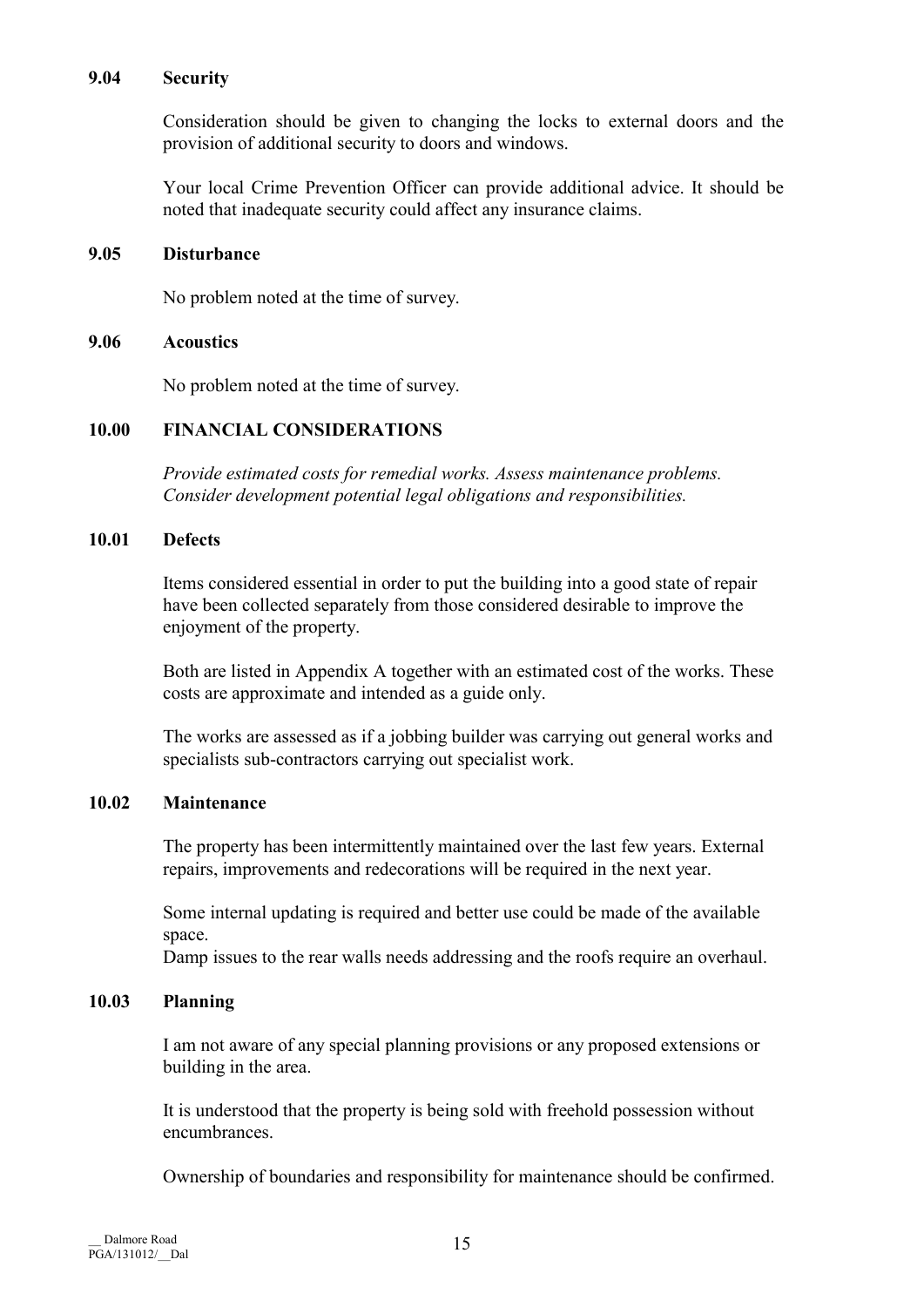## 9.04 Security

Consideration should be given to changing the locks to external doors and the provision of additional security to doors and windows.

Your local Crime Prevention Officer can provide additional advice. It should be noted that inadequate security could affect any insurance claims.

## 9.05 Disturbance

No problem noted at the time of survey.

## 9.06 Acoustics

No problem noted at the time of survey.

# 10.00 FINANCIAL CONSIDERATIONS

*Provide estimated costs for remedial works. Assess maintenance problems. Consider development potential legal obligations and responsibilities.*

## 10.01 Defects

Items considered essential in order to put the building into a good state of repair have been collected separately from those considered desirable to improve the enjoyment of the property.

Both are listed in Appendix A together with an estimated cost of the works. These costs are approximate and intended as a guide only.

The works are assessed as if a jobbing builder was carrying out general works and specialists sub-contractors carrying out specialist work.

## 10.02 Maintenance

The property has been intermittently maintained over the last few years. External repairs, improvements and redecorations will be required in the next year.

Some internal updating is required and better use could be made of the available space.
Damp issues to the rear walls needs addressing and the roofs require an overhaul.

## 10.03 Planning

I am not aware of any special planning provisions or any proposed extensions or building in the area.

It is understood that the property is being sold with freehold possession without encumbrances.

Ownership of boundaries and responsibility for maintenance should be confirmed.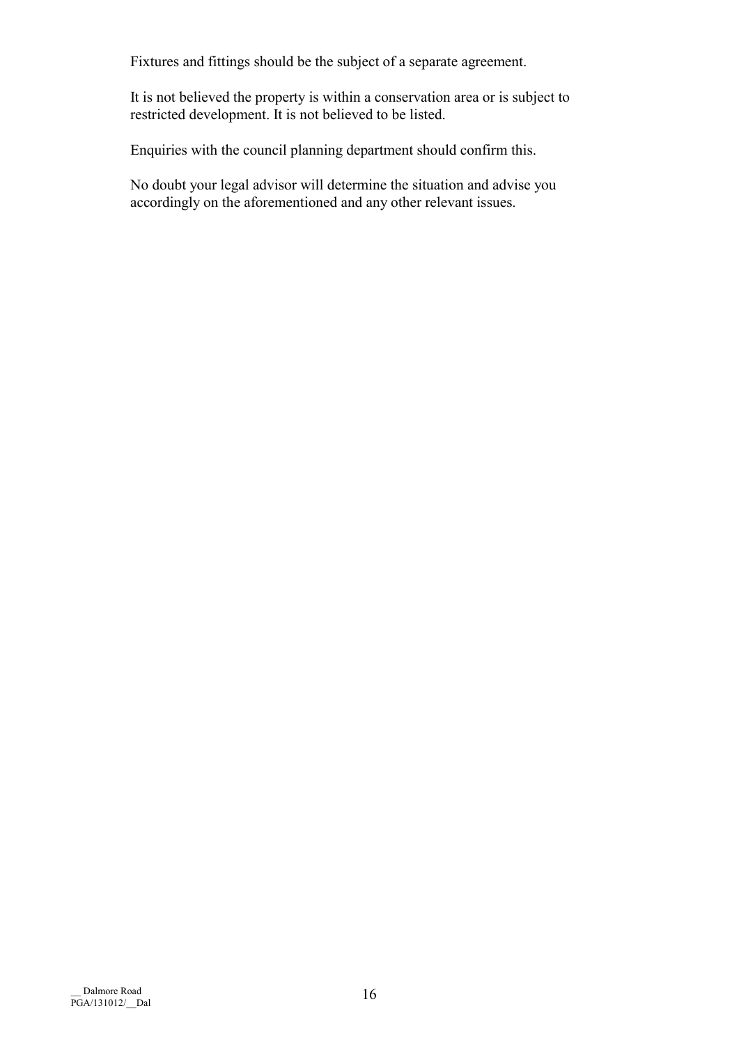Fixtures and fittings should be the subject of a separate agreement.

It is not believed the property is within a conservation area or is subject to restricted development. It is not believed to be listed.

Enquiries with the council planning department should confirm this.

No doubt your legal advisor will determine the situation and advise you accordingly on the aforementioned and any other relevant issues.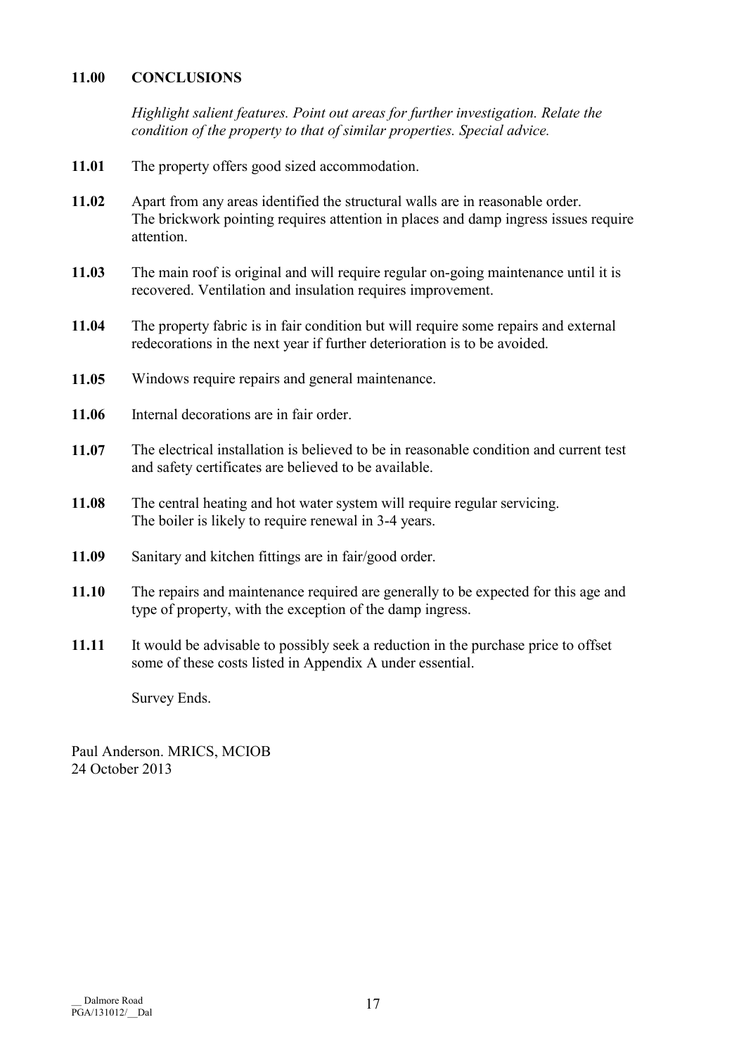## 11.00 CONCLUSIONS

*Highlight salient features. Point out areas for further investigation. Relate the condition of the property to that of similar properties. Special advice.*

**11.01** The property offers good sized accommodation.

**11.02** Apart from any areas identified the structural walls are in reasonable order. The brickwork pointing requires attention in places and damp ingress issues require attention.

**11.03** The main roof is original and will require regular on-going maintenance until it is recovered. Ventilation and insulation requires improvement.

**11.04** The property fabric is in fair condition but will require some repairs and external redecorations in the next year if further deterioration is to be avoided.

**11.05** Windows require repairs and general maintenance.

**11.06** Internal decorations are in fair order.

**11.07** The electrical installation is believed to be in reasonable condition and current test and safety certificates are believed to be available.

**11.08** The central heating and hot water system will require regular servicing. The boiler is likely to require renewal in 3-4 years.

**11.09** Sanitary and kitchen fittings are in fair/good order.

**11.10** The repairs and maintenance required are generally to be expected for this age and type of property, with the exception of the damp ingress.

**11.11** It would be advisable to possibly seek a reduction in the purchase price to offset some of these costs listed in Appendix A under essential.

Survey Ends.

Paul Anderson. MRICS, MCIOB
24 October 2013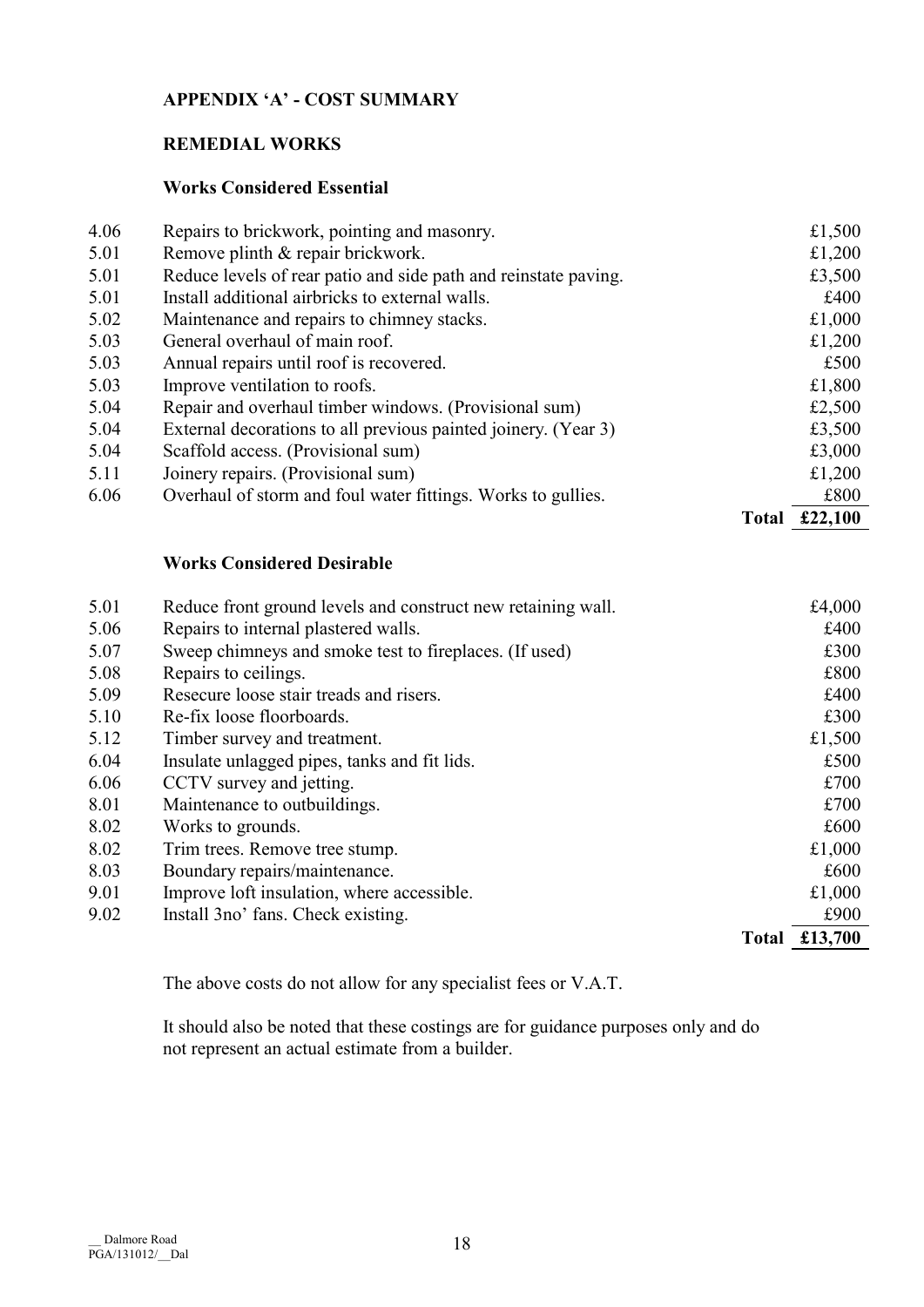# APPENDIX 'A' - COST SUMMARY

## REMEDIAL WORKS

### Works Considered Essential

| | | |
|---|---|---|
| 4.06 | Repairs to brickwork, pointing and masonry. | £1,500 |
| 5.01 | Remove plinth & repair brickwork. | £1,200 |
| 5.01 | Reduce levels of rear patio and side path and reinstate paving. | £3,500 |
| 5.01 | Install additional airbricks to external walls. | £400 |
| 5.02 | Maintenance and repairs to chimney stacks. | £1,000 |
| 5.03 | General overhaul of main roof. | £1,200 |
| 5.03 | Annual repairs until roof is recovered. | £500 |
| 5.03 | Improve ventilation to roofs. | £1,800 |
| 5.04 | Repair and overhaul timber windows. (Provisional sum) | £2,500 |
| 5.04 | External decorations to all previous painted joinery. (Year 3) | £3,500 |
| 5.04 | Scaffold access. (Provisional sum) | £3,000 |
| 5.11 | Joinery repairs. (Provisional sum) | £1,200 |
| 6.06 | Overhaul of storm and foul water fittings. Works to gullies. | £800 |
| | **Total** | **£22,100** |

### Works Considered Desirable

| | | |
|---|---|---|
| 5.01 | Reduce front ground levels and construct new retaining wall. | £4,000 |
| 5.06 | Repairs to internal plastered walls. | £400 |
| 5.07 | Sweep chimneys and smoke test to fireplaces. (If used) | £300 |
| 5.08 | Repairs to ceilings. | £800 |
| 5.09 | Resecure loose stair treads and risers. | £400 |
| 5.10 | Re-fix loose floorboards. | £300 |
| 5.12 | Timber survey and treatment. | £1,500 |
| 6.04 | Insulate unlagged pipes, tanks and fit lids. | £500 |
| 6.06 | CCTV survey and jetting. | £700 |
| 8.01 | Maintenance to outbuildings. | £700 |
| 8.02 | Works to grounds. | £600 |
| 8.02 | Trim trees. Remove tree stump. | £1,000 |
| 8.03 | Boundary repairs/maintenance. | £600 |
| 9.01 | Improve loft insulation, where accessible. | £1,000 |
| 9.02 | Install 3no' fans. Check existing. | £900 |
| | **Total** | **£13,700** |

The above costs do not allow for any specialist fees or V.A.T.

It should also be noted that these costings are for guidance purposes only and do not represent an actual estimate from a builder.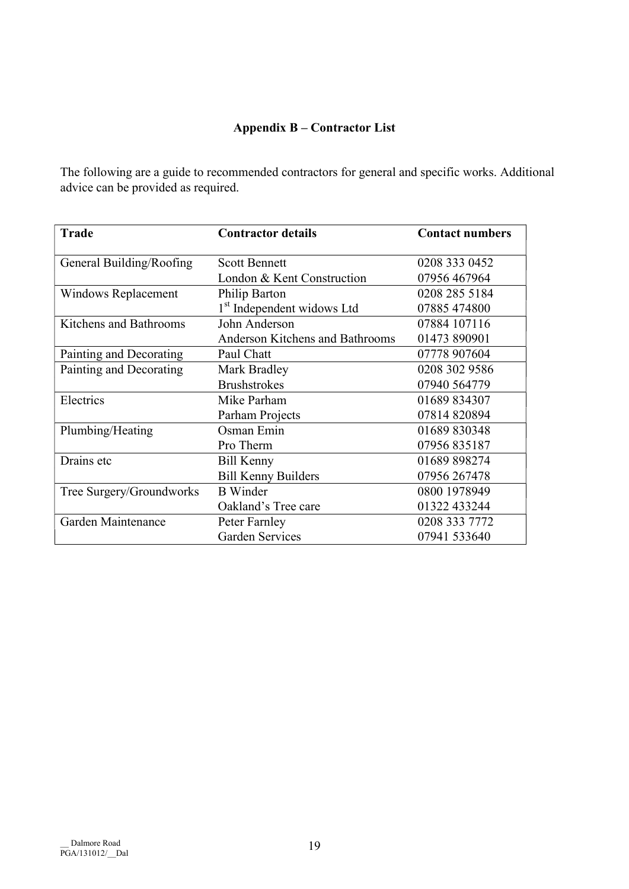## Appendix B – Contractor List

The following are a guide to recommended contractors for general and specific works. Additional advice can be provided as required.

| Trade | Contractor details | Contact numbers |
|---|---|---|
| General Building/Roofing | Scott Bennett<br>London & Kent Construction | 0208 333 0452<br>07956 467964 |
| Windows Replacement | Philip Barton<br>1st Independent widows Ltd | 0208 285 5184<br>07885 474800 |
| Kitchens and Bathrooms | John Anderson<br>Anderson Kitchens and Bathrooms | 07884 107116<br>01473 890901 |
| Painting and Decorating | Paul Chatt | 07778 907604 |
| Painting and Decorating | Mark Bradley<br>Brushstrokes | 0208 302 9586<br>07940 564779 |
| Electrics | Mike Parham<br>Parham Projects | 01689 834307<br>07814 820894 |
| Plumbing/Heating | Osman Emin<br>Pro Therm | 01689 830348<br>07956 835187 |
| Drains etc | Bill Kenny<br>Bill Kenny Builders | 01689 898274<br>07956 267478 |
| Tree Surgery/Groundworks | B Winder<br>Oakland's Tree care | 0800 1978949<br>01322 433244 |
| Garden Maintenance | Peter Farnley<br>Garden Services | 0208 333 7772<br>07941 533640 |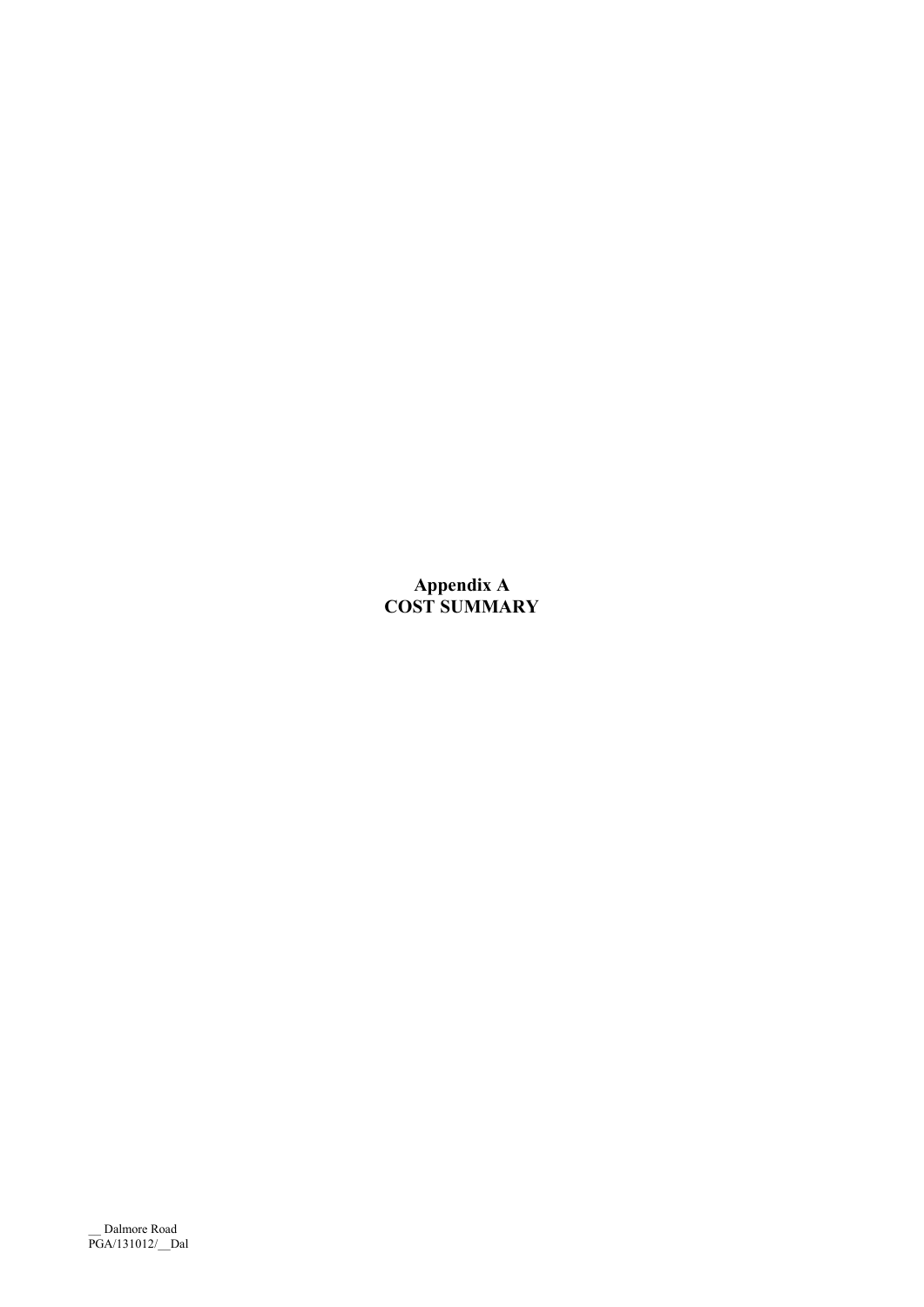**Appendix A**
**COST SUMMARY**